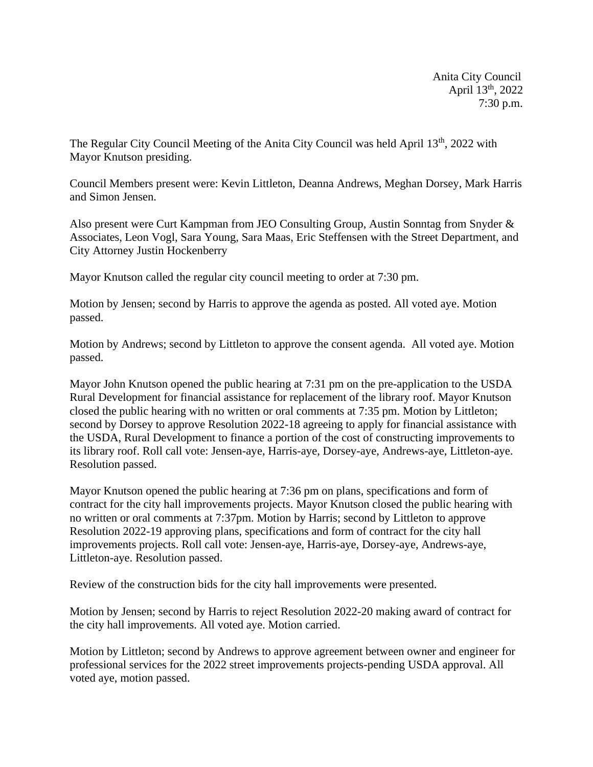Anita City Council  
April 13th, 2022  
7:30 p.m.

The Regular City Council Meeting of the Anita City Council was held April 13th, 2022 with Mayor Knutson presiding.

Council Members present were: Kevin Littleton, Deanna Andrews, Meghan Dorsey, Mark Harris and Simon Jensen.

Also present were Curt Kampman from JEO Consulting Group, Austin Sonntag from Snyder & Associates, Leon Vogl, Sara Young, Sara Maas, Eric Steffensen with the Street Department, and City Attorney Justin Hockenberry

Mayor Knutson called the regular city council meeting to order at 7:30 pm.

Motion by Jensen; second by Harris to approve the agenda as posted. All voted aye. Motion passed.

Motion by Andrews; second by Littleton to approve the consent agenda. All voted aye. Motion passed.

Mayor John Knutson opened the public hearing at 7:31 pm on the pre-application to the USDA Rural Development for financial assistance for replacement of the library roof. Mayor Knutson closed the public hearing with no written or oral comments at 7:35 pm. Motion by Littleton; second by Dorsey to approve Resolution 2022-18 agreeing to apply for financial assistance with the USDA, Rural Development to finance a portion of the cost of constructing improvements to its library roof. Roll call vote: Jensen-aye, Harris-aye, Dorsey-aye, Andrews-aye, Littleton-aye. Resolution passed.

Mayor Knutson opened the public hearing at 7:36 pm on plans, specifications and form of contract for the city hall improvements projects. Mayor Knutson closed the public hearing with no written or oral comments at 7:37pm. Motion by Harris; second by Littleton to approve Resolution 2022-19 approving plans, specifications and form of contract for the city hall improvements projects. Roll call vote: Jensen-aye, Harris-aye, Dorsey-aye, Andrews-aye, Littleton-aye. Resolution passed.

Review of the construction bids for the city hall improvements were presented.

Motion by Jensen; second by Harris to reject Resolution 2022-20 making award of contract for the city hall improvements. All voted aye. Motion carried.

Motion by Littleton; second by Andrews to approve agreement between owner and engineer for professional services for the 2022 street improvements projects-pending USDA approval. All voted aye, motion passed.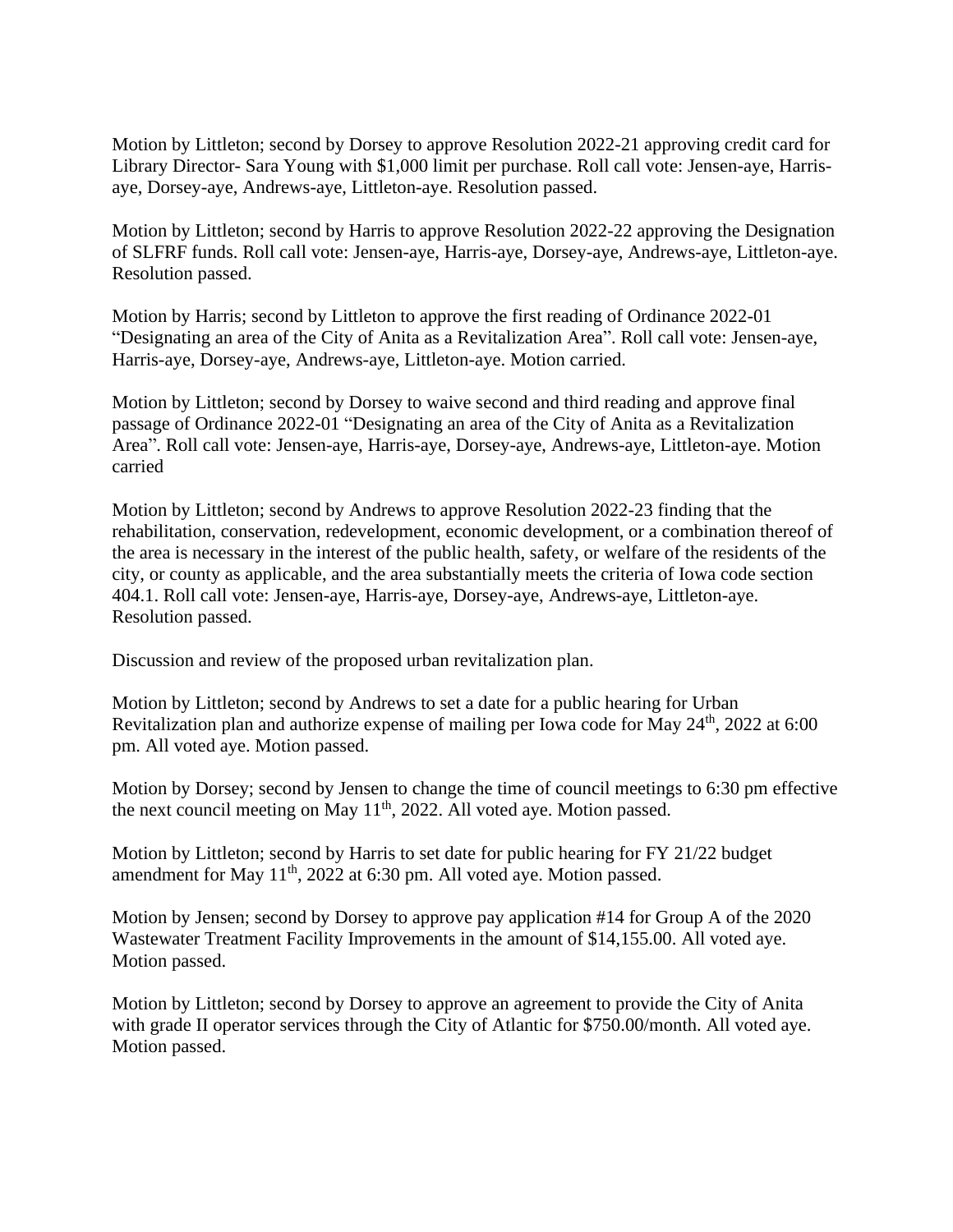Motion by Littleton; second by Dorsey to approve Resolution 2022-21 approving credit card for Library Director- Sara Young with $1,000 limit per purchase. Roll call vote: Jensen-aye, Harris-aye, Dorsey-aye, Andrews-aye, Littleton-aye. Resolution passed.

Motion by Littleton; second by Harris to approve Resolution 2022-22 approving the Designation of SLFRF funds. Roll call vote: Jensen-aye, Harris-aye, Dorsey-aye, Andrews-aye, Littleton-aye. Resolution passed.

Motion by Harris; second by Littleton to approve the first reading of Ordinance 2022-01 "Designating an area of the City of Anita as a Revitalization Area". Roll call vote: Jensen-aye, Harris-aye, Dorsey-aye, Andrews-aye, Littleton-aye. Motion carried.

Motion by Littleton; second by Dorsey to waive second and third reading and approve final passage of Ordinance 2022-01 "Designating an area of the City of Anita as a Revitalization Area". Roll call vote: Jensen-aye, Harris-aye, Dorsey-aye, Andrews-aye, Littleton-aye. Motion carried

Motion by Littleton; second by Andrews to approve Resolution 2022-23 finding that the rehabilitation, conservation, redevelopment, economic development, or a combination thereof of the area is necessary in the interest of the public health, safety, or welfare of the residents of the city, or county as applicable, and the area substantially meets the criteria of Iowa code section 404.1. Roll call vote: Jensen-aye, Harris-aye, Dorsey-aye, Andrews-aye, Littleton-aye. Resolution passed.

Discussion and review of the proposed urban revitalization plan.

Motion by Littleton; second by Andrews to set a date for a public hearing for Urban Revitalization plan and authorize expense of mailing per Iowa code for May 24th, 2022 at 6:00 pm. All voted aye. Motion passed.

Motion by Dorsey; second by Jensen to change the time of council meetings to 6:30 pm effective the next council meeting on May 11th, 2022. All voted aye. Motion passed.

Motion by Littleton; second by Harris to set date for public hearing for FY 21/22 budget amendment for May 11th, 2022 at 6:30 pm. All voted aye. Motion passed.

Motion by Jensen; second by Dorsey to approve pay application #14 for Group A of the 2020 Wastewater Treatment Facility Improvements in the amount of $14,155.00. All voted aye. Motion passed.

Motion by Littleton; second by Dorsey to approve an agreement to provide the City of Anita with grade II operator services through the City of Atlantic for $750.00/month. All voted aye. Motion passed.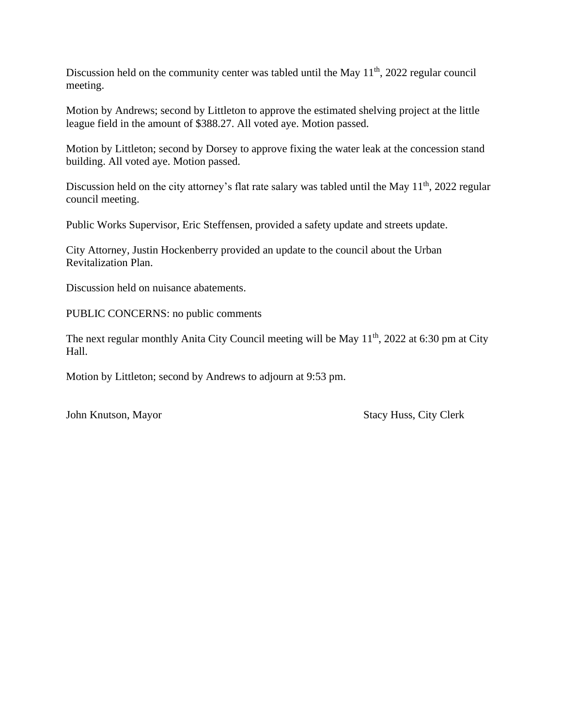Discussion held on the community center was tabled until the May 11th, 2022 regular council meeting.

Motion by Andrews; second by Littleton to approve the estimated shelving project at the little league field in the amount of $388.27. All voted aye. Motion passed.

Motion by Littleton; second by Dorsey to approve fixing the water leak at the concession stand building. All voted aye. Motion passed.

Discussion held on the city attorney's flat rate salary was tabled until the May 11th, 2022 regular council meeting.

Public Works Supervisor, Eric Steffensen, provided a safety update and streets update.

City Attorney, Justin Hockenberry provided an update to the council about the Urban Revitalization Plan.

Discussion held on nuisance abatements.

PUBLIC CONCERNS: no public comments

The next regular monthly Anita City Council meeting will be May 11th, 2022 at 6:30 pm at City Hall.

Motion by Littleton; second by Andrews to adjourn at 9:53 pm.

John Knutson, Mayor

Stacy Huss, City Clerk